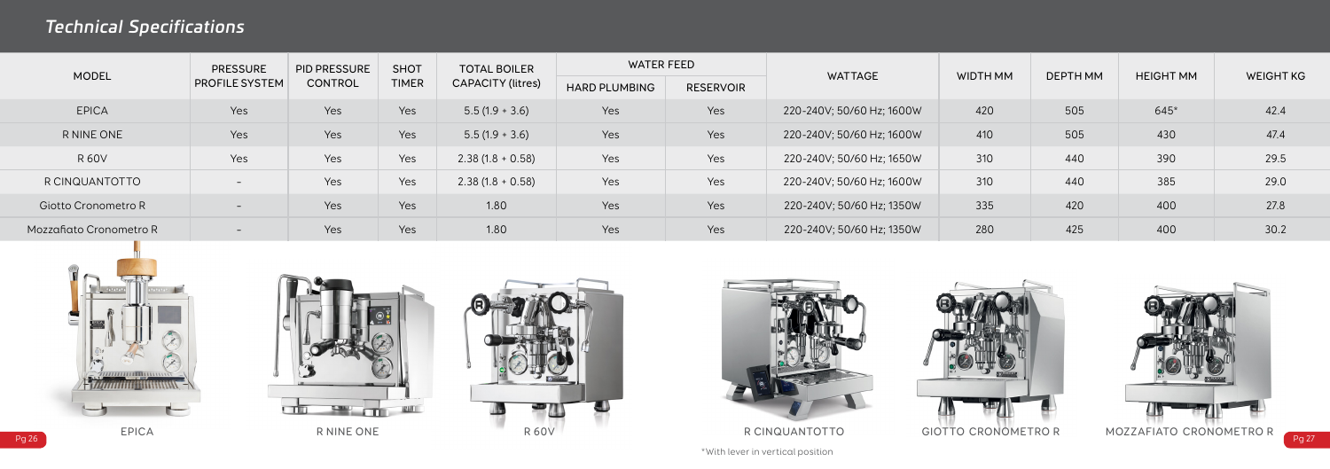## *Technical Specifications*

| MODEL | PRESSURE PROFILE SYSTEM | PID PRESSURE CONTROL | SHOT TIMER | TOTAL BOILER CAPACITY (litres) | WATER FEED | | WATTAGE | WIDTH MM | DEPTH MM | HEIGHT MM | WEIGHT KG |
|---|---|---|---|---|---|---|---|---|---|---|---|
| | | | | | HARD PLUMBING | RESERVOIR | | | | | |
| EPICA | Yes | Yes | Yes | 5.5 (1.9 + 3.6) | Yes | Yes | 220-240V; 50/60 Hz; 1600W | 420 | 505 | 645* | 42.4 |
| R NINE ONE | Yes | Yes | Yes | 5.5 (1.9 + 3.6) | Yes | Yes | 220-240V; 50/60 Hz; 1600W | 410 | 505 | 430 | 47.4 |
| R 60V | Yes | Yes | Yes | 2.38 (1.8 + 0.58) | Yes | Yes | 220-240V; 50/60 Hz; 1650W | 310 | 440 | 390 | 29.5 |
| R CINQUANTOTTO | - | Yes | Yes | 2.38 (1.8 + 0.58) | Yes | Yes | 220-240V; 50/60 Hz; 1600W | 310 | 440 | 385 | 29.0 |
| Giotto Cronometro R | - | Yes | Yes | 1.80 | Yes | Yes | 220-240V; 50/60 Hz; 1350W | 335 | 420 | 400 | 27.8 |
| Mozzafiato Cronometro R | - | Yes | Yes | 1.80 | Yes | Yes | 220-240V; 50/60 Hz; 1350W | 280 | 425 | 400 | 30.2 |

EPICA

R NINE ONE

R 60V

R CINQUANTOTTO

GIOTTO CRONOMETRO R

MOZZAFIATO CRONOMETRO R

*With lever in vertical position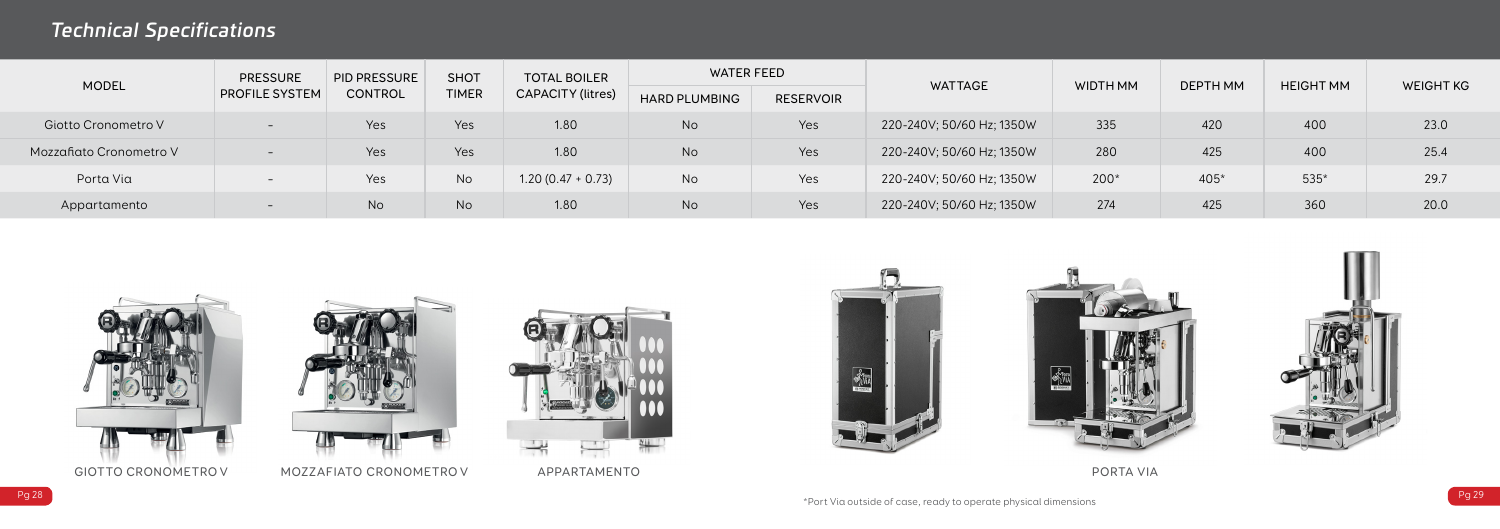## *Technical Specifications*

| MODEL | PRESSURE PROFILE SYSTEM | PID PRESSURE CONTROL | SHOT TIMER | TOTAL BOILER CAPACITY (litres) | WATER FEED | | WATTAGE | WIDTH MM | DEPTH MM | HEIGHT MM | WEIGHT KG |
|---|---|---|---|---|---|---|---|---|---|---|---|
| | | | | | HARD PLUMBING | RESERVOIR | | | | | |
| Giotto Cronometro V | - | Yes | Yes | 1.80 | No | Yes | 220-240V; 50/60 Hz; 1350W | 335 | 420 | 400 | 23.0 |
| Mozzafiato Cronometro V | - | Yes | Yes | 1.80 | No | Yes | 220-240V; 50/60 Hz; 1350W | 280 | 425 | 400 | 25.4 |
| Porta Via | - | Yes | No | 1.20 (0.47 + 0.73) | No | Yes | 220-240V; 50/60 Hz; 1350W | 200* | 405* | 535* | 29.7 |
| Appartamento | - | No | No | 1.80 | No | Yes | 220-240V; 50/60 Hz; 1350W | 274 | 425 | 360 | 20.0 |

GIOTTO CRONOMETRO V

MOZZAFIATO CRONOMETRO V

APPARTAMENTO

PORTA VIA

*Port Via outside of case, ready to operate physical dimensions